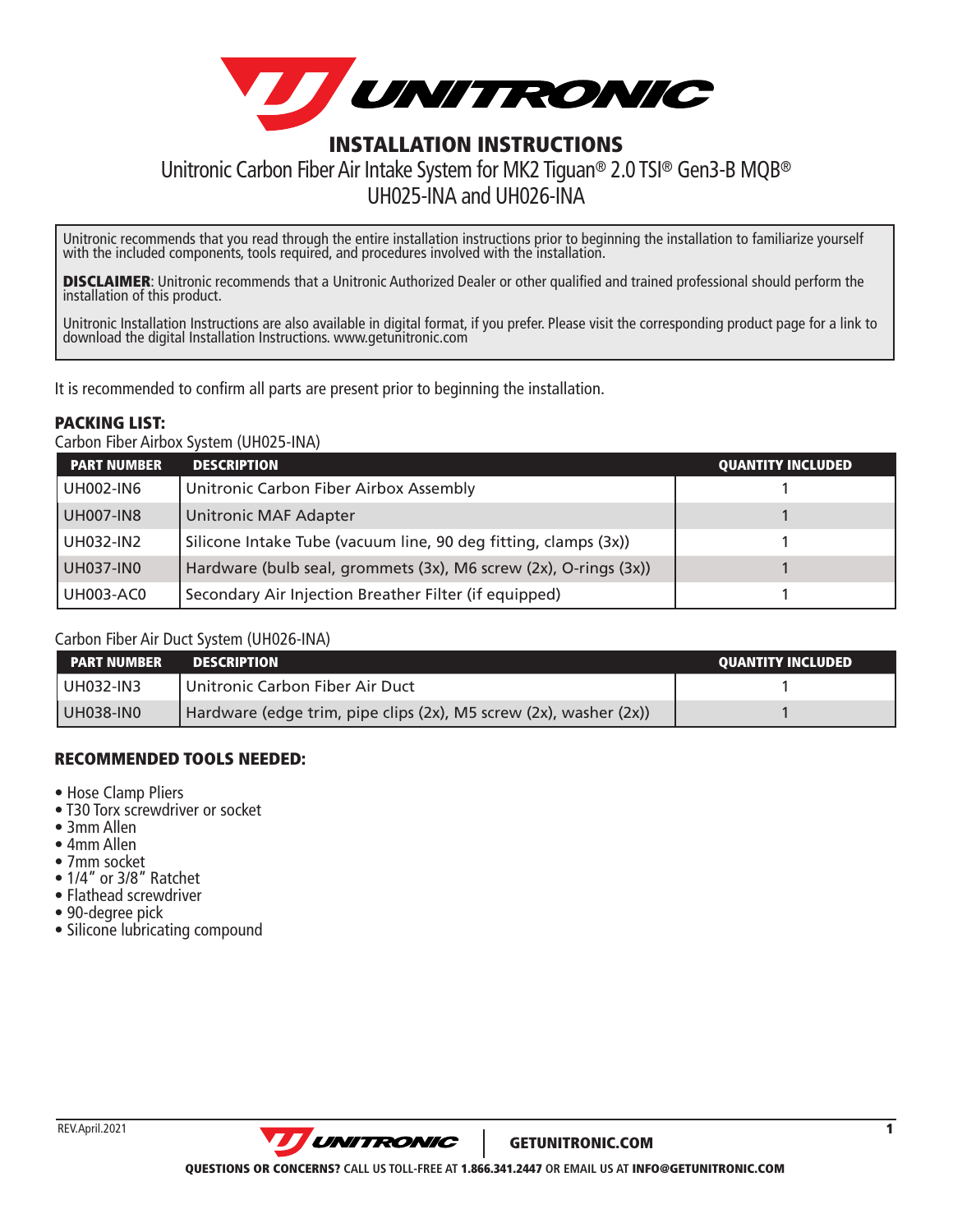# INSTALLATION INSTRUCTIONS

## Unitronic Carbon Fiber Air Intake System for MK2 Tiguan® 2.0 TSI® Gen3-B MQB®
## UH025-INA and UH026-INA

Unitronic recommends that you read through the entire installation instructions prior to beginning the installation to familiarize yourself with the included components, tools required, and procedures involved with the installation.

**DISCLAIMER**: Unitronic recommends that a Unitronic Authorized Dealer or other qualified and trained professional should perform the installation of this product.

Unitronic Installation Instructions are also available in digital format, if you prefer. Please visit the corresponding product page for a link to download the digital Installation Instructions. www.getunitronic.com

It is recommended to confirm all parts are present prior to beginning the installation.

### PACKING LIST:

Carbon Fiber Airbox System (UH025-INA)

| PART NUMBER | DESCRIPTION | QUANTITY INCLUDED |
|---|---|---|
| UH002-IN6 | Unitronic Carbon Fiber Airbox Assembly | 1 |
| UH007-IN8 | Unitronic MAF Adapter | 1 |
| UH032-IN2 | Silicone Intake Tube (vacuum line, 90 deg fitting, clamps (3x)) | 1 |
| UH037-IN0 | Hardware (bulb seal, grommets (3x), M6 screw (2x), O-rings (3x)) | 1 |
| UH003-AC0 | Secondary Air Injection Breather Filter (if equipped) | 1 |

Carbon Fiber Air Duct System (UH026-INA)

| PART NUMBER | DESCRIPTION | QUANTITY INCLUDED |
|---|---|---|
| UH032-IN3 | Unitronic Carbon Fiber Air Duct | 1 |
| UH038-IN0 | Hardware (edge trim, pipe clips (2x), M5 screw (2x), washer (2x)) | 1 |

### RECOMMENDED TOOLS NEEDED:

- Hose Clamp Pliers
- T30 Torx screwdriver or socket
- 3mm Allen
- 4mm Allen
- 7mm socket
- 1/4" or 3/8" Ratchet
- Flathead screwdriver
- 90-degree pick
- Silicone lubricating compound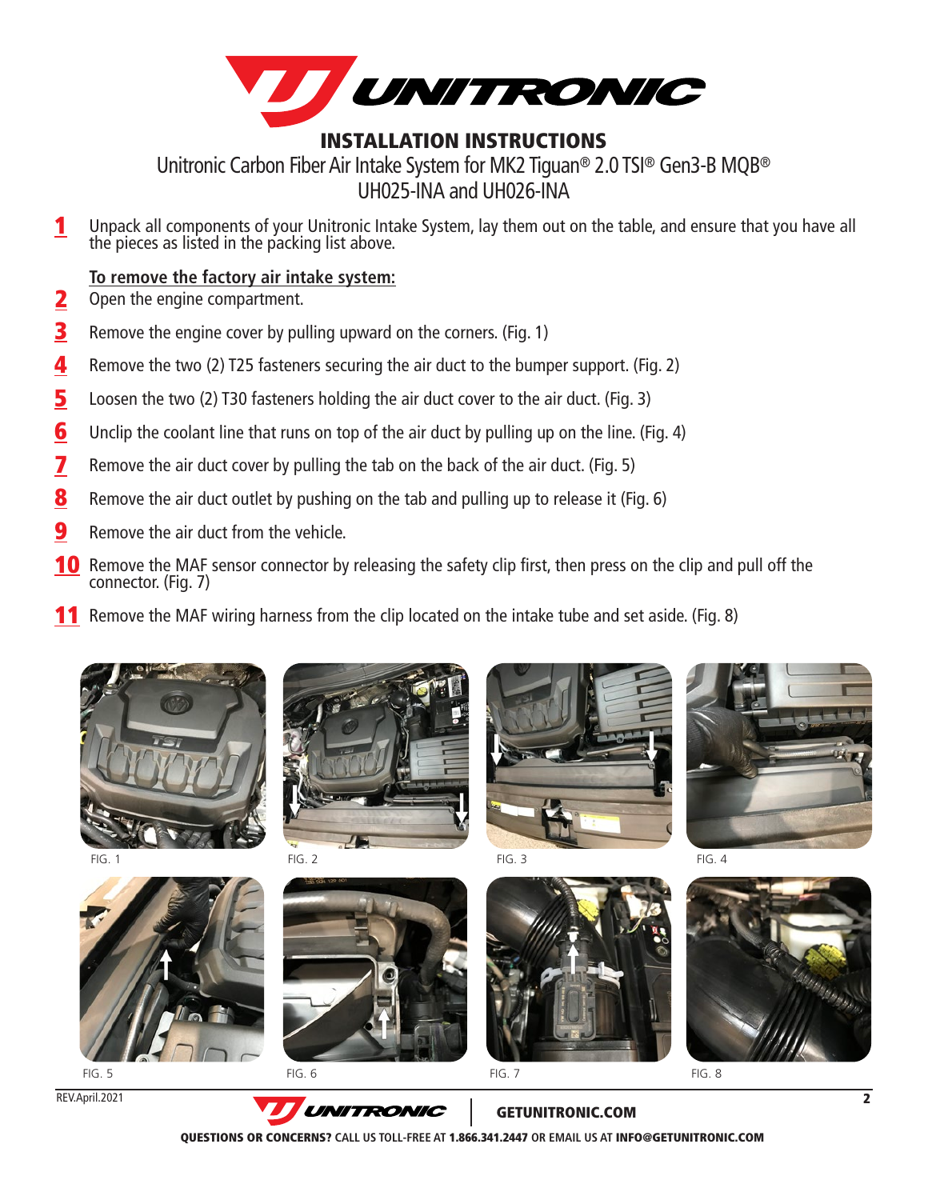# INSTALLATION INSTRUCTIONS

Unitronic Carbon Fiber Air Intake System for MK2 Tiguan® 2.0 TSI® Gen3-B MQB®
UH025-INA and UH026-INA

1. Unpack all components of your Unitronic Intake System, lay them out on the table, and ensure that you have all the pieces as listed in the packing list above.

**To remove the factory air intake system:**

2. Open the engine compartment.
3. Remove the engine cover by pulling upward on the corners. (Fig. 1)
4. Remove the two (2) T25 fasteners securing the air duct to the bumper support. (Fig. 2)
5. Loosen the two (2) T30 fasteners holding the air duct cover to the air duct. (Fig. 3)
6. Unclip the coolant line that runs on top of the air duct by pulling up on the line. (Fig. 4)
7. Remove the air duct cover by pulling the tab on the back of the air duct. (Fig. 5)
8. Remove the air duct outlet by pushing on the tab and pulling up to release it (Fig. 6)
9. Remove the air duct from the vehicle.
10. Remove the MAF sensor connector by releasing the safety clip first, then press on the clip and pull off the connector. (Fig. 7)
11. Remove the MAF wiring harness from the clip located on the intake tube and set aside. (Fig. 8)

FIG. 1

FIG. 2

FIG. 3

FIG. 4

FIG. 5

FIG. 6

FIG. 7

FIG. 8

REV.April.2021

GETUNITRONIC.COM

**QUESTIONS OR CONCERNS?** CALL US TOLL-FREE AT **1.866.341.2447** OR EMAIL US AT **INFO@GETUNITRONIC.COM**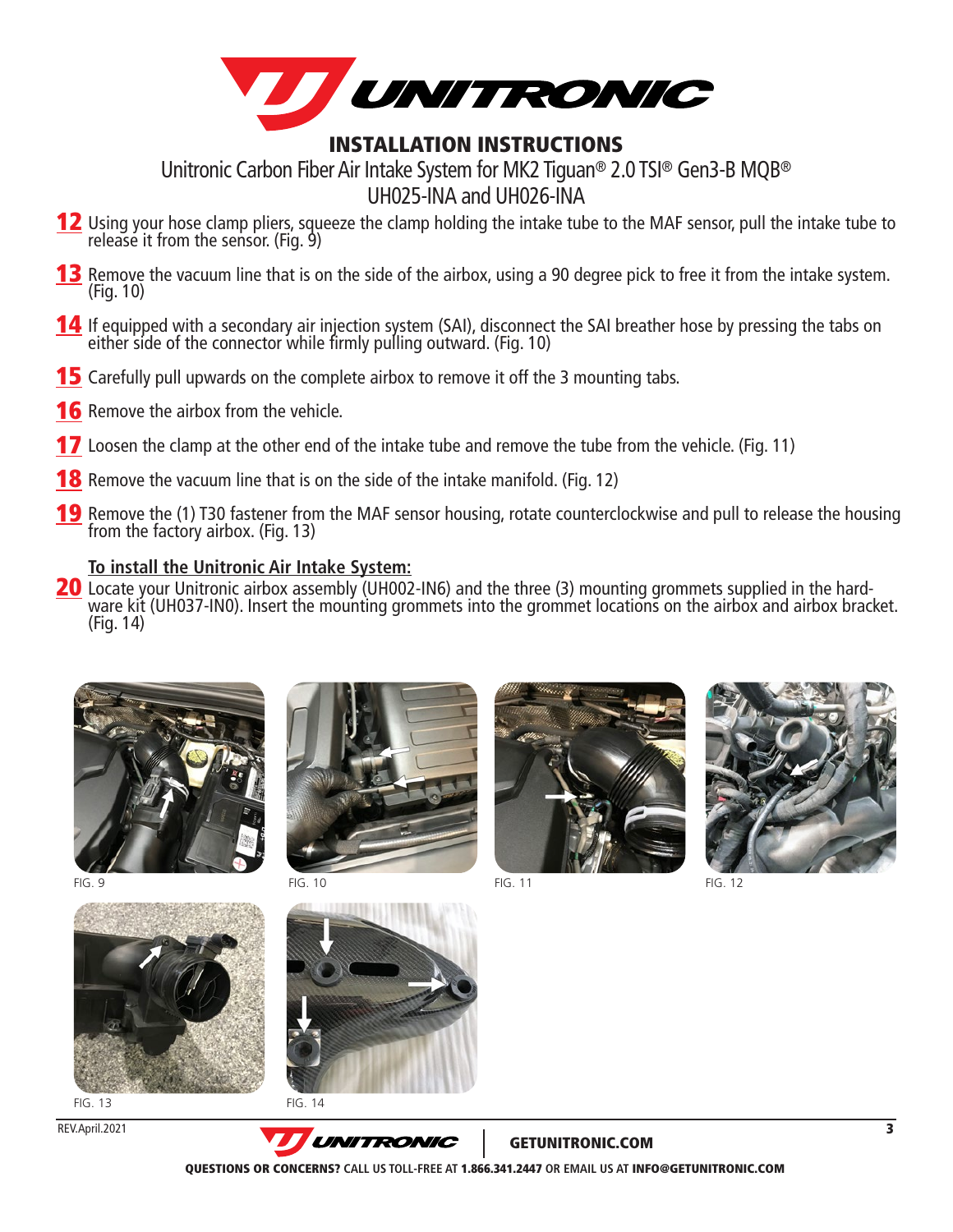# INSTALLATION INSTRUCTIONS

## Unitronic Carbon Fiber Air Intake System for MK2 Tiguan® 2.0 TSI® Gen3-B MQB®
## UH025-INA and UH026-INA

**12** Using your hose clamp pliers, squeeze the clamp holding the intake tube to the MAF sensor, pull the intake tube to release it from the sensor. (Fig. 9)

**13** Remove the vacuum line that is on the side of the airbox, using a 90 degree pick to free it from the intake system. (Fig. 10)

**14** If equipped with a secondary air injection system (SAI), disconnect the SAI breather hose by pressing the tabs on either side of the connector while firmly pulling outward. (Fig. 10)

**15** Carefully pull upwards on the complete airbox to remove it off the 3 mounting tabs.

**16** Remove the airbox from the vehicle.

**17** Loosen the clamp at the other end of the intake tube and remove the tube from the vehicle. (Fig. 11)

**18** Remove the vacuum line that is on the side of the intake manifold. (Fig. 12)

**19** Remove the (1) T30 fastener from the MAF sensor housing, rotate counterclockwise and pull to release the housing from the factory airbox. (Fig. 13)

**To install the Unitronic Air Intake System:**

**20** Locate your Unitronic airbox assembly (UH002-IN6) and the three (3) mounting grommets supplied in the hardware kit (UH037-IN0). Insert the mounting grommets into the grommet locations on the airbox and airbox bracket. (Fig. 14)

FIG. 9

FIG. 10

FIG. 11

FIG. 12

FIG. 13

FIG. 14

REV.April.2021

GETUNITRONIC.COM

**QUESTIONS OR CONCERNS?** CALL US TOLL-FREE AT **1.866.341.2447** OR EMAIL US AT **INFO@GETUNITRONIC.COM**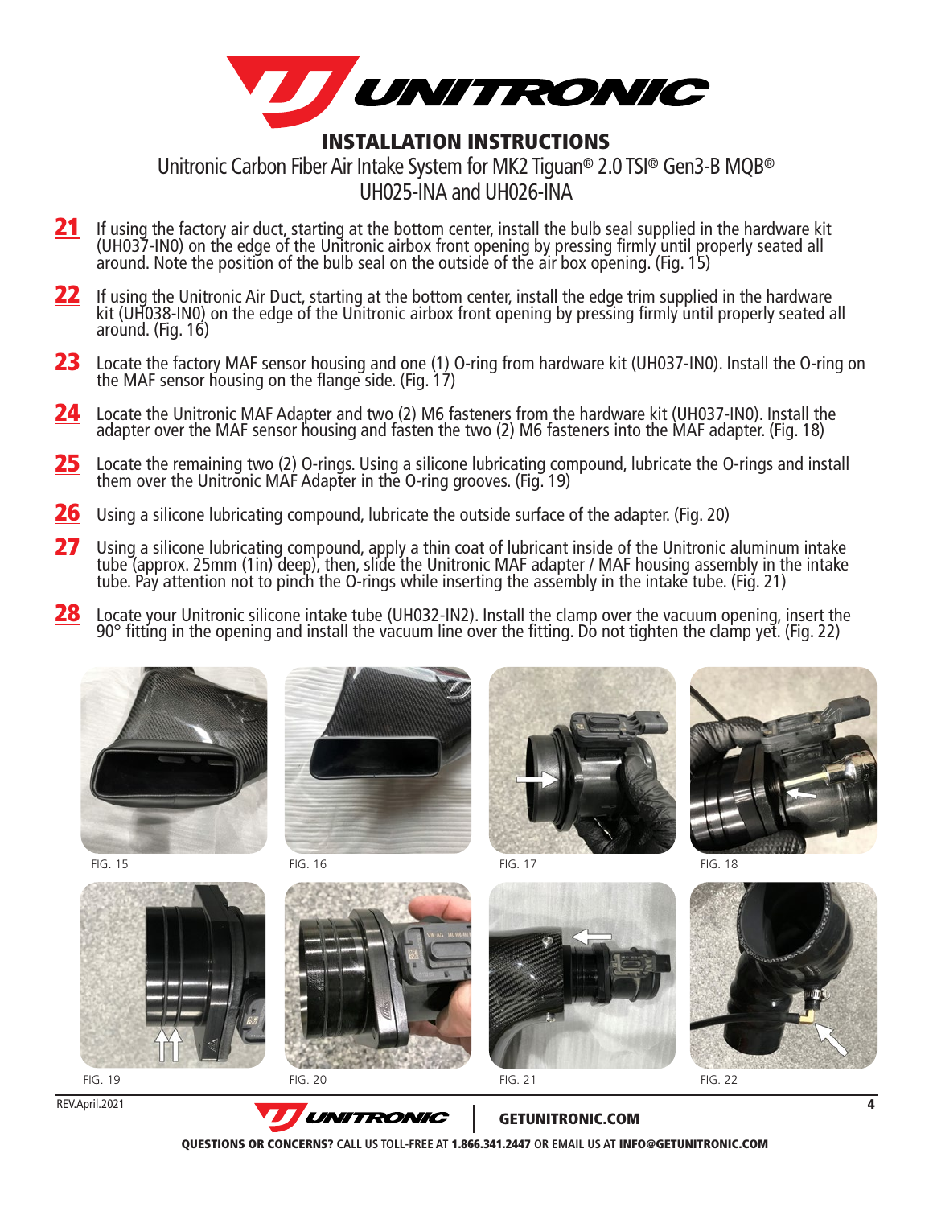# INSTALLATION INSTRUCTIONS

Unitronic Carbon Fiber Air Intake System for MK2 Tiguan® 2.0 TSI® Gen3-B MQB®
UH025-INA and UH026-INA

**21** If using the factory air duct, starting at the bottom center, install the bulb seal supplied in the hardware kit (UH037-IN0) on the edge of the Unitronic airbox front opening by pressing firmly until properly seated all around. Note the position of the bulb seal on the outside of the air box opening. (Fig. 15)

**22** If using the Unitronic Air Duct, starting at the bottom center, install the edge trim supplied in the hardware kit (UH038-IN0) on the edge of the Unitronic airbox front opening by pressing firmly until properly seated all around. (Fig. 16)

**23** Locate the factory MAF sensor housing and one (1) O-ring from hardware kit (UH037-IN0). Install the O-ring on the MAF sensor housing on the flange side. (Fig. 17)

**24** Locate the Unitronic MAF Adapter and two (2) M6 fasteners from the hardware kit (UH037-IN0). Install the adapter over the MAF sensor housing and fasten the two (2) M6 fasteners into the MAF adapter. (Fig. 18)

**25** Locate the remaining two (2) O-rings. Using a silicone lubricating compound, lubricate the O-rings and install them over the Unitronic MAF Adapter in the O-ring grooves. (Fig. 19)

**26** Using a silicone lubricating compound, lubricate the outside surface of the adapter. (Fig. 20)

**27** Using a silicone lubricating compound, apply a thin coat of lubricant inside of the Unitronic aluminum intake tube (approx. 25mm (1in) deep), then, slide the Unitronic MAF adapter / MAF housing assembly in the intake tube. Pay attention not to pinch the O-rings while inserting the assembly in the intake tube. (Fig. 21)

**28** Locate your Unitronic silicone intake tube (UH032-IN2). Install the clamp over the vacuum opening, insert the 90° fitting in the opening and install the vacuum line over the fitting. Do not tighten the clamp yet. (Fig. 22)

FIG. 15

FIG. 16

FIG. 17

FIG. 18

FIG. 19

FIG. 20

FIG. 21

FIG. 22

REV.April.2021

GETUNITRONIC.COM

**QUESTIONS OR CONCERNS?** CALL US TOLL-FREE AT **1.866.341.2447** OR EMAIL US AT **INFO@GETUNITRONIC.COM**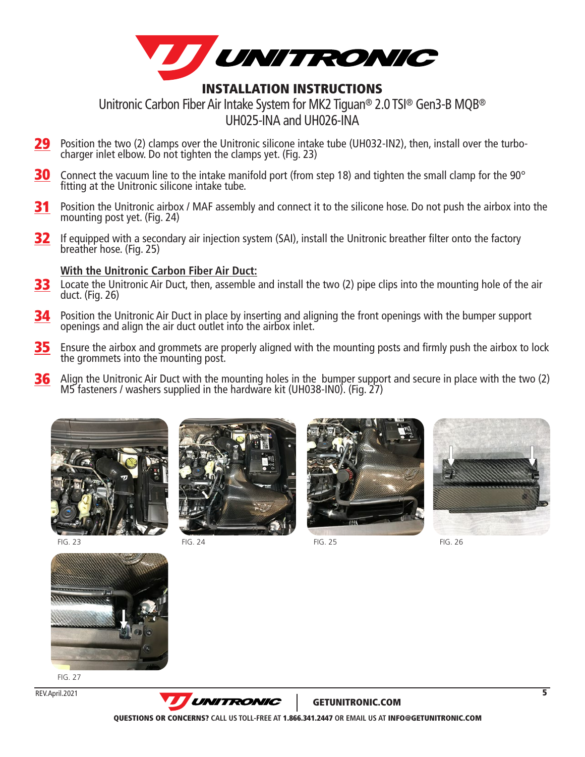# INSTALLATION INSTRUCTIONS

## Unitronic Carbon Fiber Air Intake System for MK2 Tiguan® 2.0 TSI® Gen3-B MQB®
## UH025-INA and UH026-INA

**29** Position the two (2) clamps over the Unitronic silicone intake tube (UH032-IN2), then, install over the turbo-charger inlet elbow. Do not tighten the clamps yet. (Fig. 23)

**30** Connect the vacuum line to the intake manifold port (from step 18) and tighten the small clamp for the 90° fitting at the Unitronic silicone intake tube.

**31** Position the Unitronic airbox / MAF assembly and connect it to the silicone hose. Do not push the airbox into the mounting post yet. (Fig. 24)

**32** If equipped with a secondary air injection system (SAI), install the Unitronic breather filter onto the factory breather hose. (Fig. 25)

**With the Unitronic Carbon Fiber Air Duct:**

**33** Locate the Unitronic Air Duct, then, assemble and install the two (2) pipe clips into the mounting hole of the air duct. (Fig. 26)

**34** Position the Unitronic Air Duct in place by inserting and aligning the front openings with the bumper support openings and align the air duct outlet into the airbox inlet.

**35** Ensure the airbox and grommets are properly aligned with the mounting posts and firmly push the airbox to lock the grommets into the mounting post.

**36** Align the Unitronic Air Duct with the mounting holes in the bumper support and secure in place with the two (2) M5 fasteners / washers supplied in the hardware kit (UH038-IN0). (Fig. 27)

FIG. 23

FIG. 24

FIG. 25

FIG. 26

FIG. 27

REV.April.2021

GETUNITRONIC.COM

**QUESTIONS OR CONCERNS?** CALL US TOLL-FREE AT **1.866.341.2447** OR EMAIL US AT **INFO@GETUNITRONIC.COM**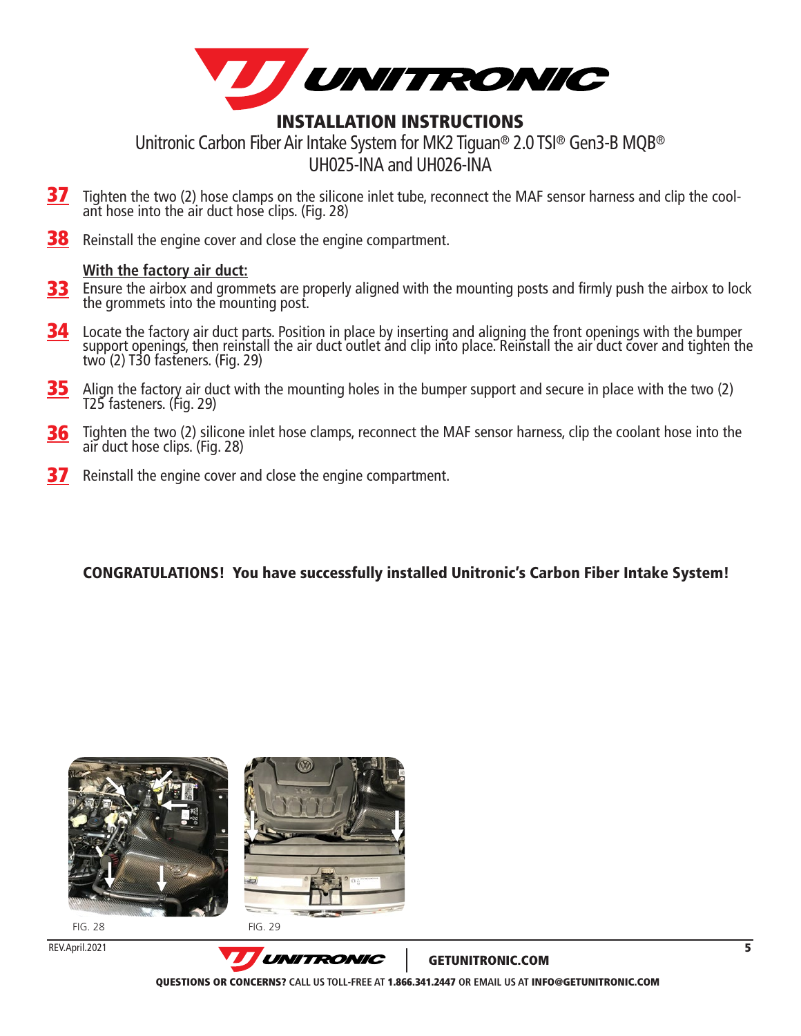# INSTALLATION INSTRUCTIONS

Unitronic Carbon Fiber Air Intake System for MK2 Tiguan® 2.0 TSI® Gen3-B MQB®

UH025-INA and UH026-INA

**37** Tighten the two (2) hose clamps on the silicone inlet tube, reconnect the MAF sensor harness and clip the coolant hose into the air duct hose clips. (Fig. 28)

**38** Reinstall the engine cover and close the engine compartment.

**With the factory air duct:**

**33** Ensure the airbox and grommets are properly aligned with the mounting posts and firmly push the airbox to lock the grommets into the mounting post.

**34** Locate the factory air duct parts. Position in place by inserting and aligning the front openings with the bumper support openings, then reinstall the air duct outlet and clip into place. Reinstall the air duct cover and tighten the two (2) T30 fasteners. (Fig. 29)

**35** Align the factory air duct with the mounting holes in the bumper support and secure in place with the two (2) T25 fasteners. (Fig. 29)

**36** Tighten the two (2) silicone inlet hose clamps, reconnect the MAF sensor harness, clip the coolant hose into the air duct hose clips. (Fig. 28)

**37** Reinstall the engine cover and close the engine compartment.

**CONGRATULATIONS! You have successfully installed Unitronic's Carbon Fiber Intake System!**

FIG. 28

FIG. 29

REV.April.2021

GETUNITRONIC.COM

**QUESTIONS OR CONCERNS?** CALL US TOLL-FREE AT **1.866.341.2447** OR EMAIL US AT **INFO@GETUNITRONIC.COM**